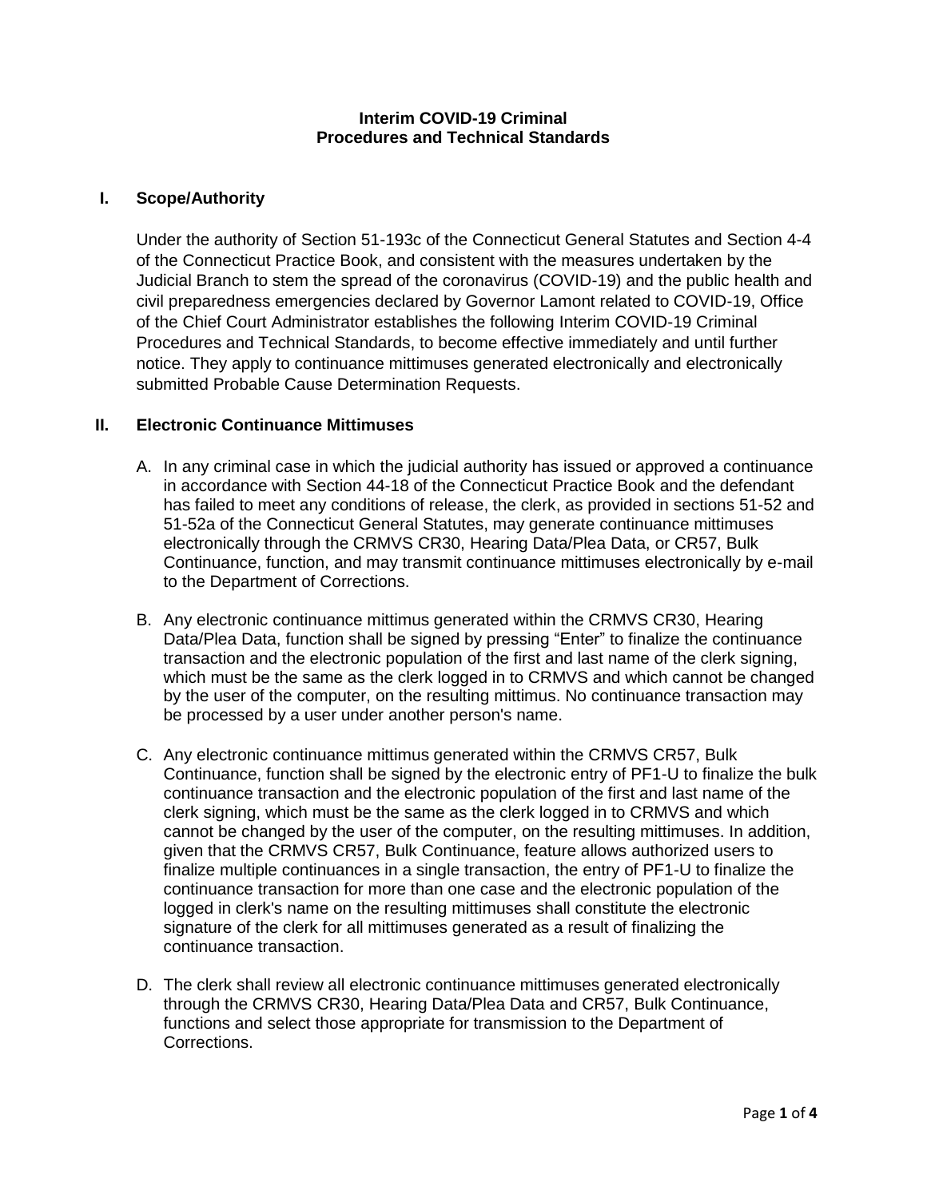# Interim COVID-19 Criminal Procedures and Technical Standards

## I. Scope/Authority

Under the authority of Section 51-193c of the Connecticut General Statutes and Section 4-4 of the Connecticut Practice Book, and consistent with the measures undertaken by the Judicial Branch to stem the spread of the coronavirus (COVID-19) and the public health and civil preparedness emergencies declared by Governor Lamont related to COVID-19, Office of the Chief Court Administrator establishes the following Interim COVID-19 Criminal Procedures and Technical Standards, to become effective immediately and until further notice. They apply to continuance mittimuses generated electronically and electronically submitted Probable Cause Determination Requests.

## II. Electronic Continuance Mittimuses

A. In any criminal case in which the judicial authority has issued or approved a continuance in accordance with Section 44-18 of the Connecticut Practice Book and the defendant has failed to meet any conditions of release, the clerk, as provided in sections 51-52 and 51-52a of the Connecticut General Statutes, may generate continuance mittimuses electronically through the CRMVS CR30, Hearing Data/Plea Data, or CR57, Bulk Continuance, function, and may transmit continuance mittimuses electronically by e-mail to the Department of Corrections.

B. Any electronic continuance mittimus generated within the CRMVS CR30, Hearing Data/Plea Data, function shall be signed by pressing "Enter" to finalize the continuance transaction and the electronic population of the first and last name of the clerk signing, which must be the same as the clerk logged in to CRMVS and which cannot be changed by the user of the computer, on the resulting mittimus. No continuance transaction may be processed by a user under another person's name.

C. Any electronic continuance mittimus generated within the CRMVS CR57, Bulk Continuance, function shall be signed by the electronic entry of PF1-U to finalize the bulk continuance transaction and the electronic population of the first and last name of the clerk signing, which must be the same as the clerk logged in to CRMVS and which cannot be changed by the user of the computer, on the resulting mittimuses. In addition, given that the CRMVS CR57, Bulk Continuance, feature allows authorized users to finalize multiple continuances in a single transaction, the entry of PF1-U to finalize the continuance transaction for more than one case and the electronic population of the logged in clerk's name on the resulting mittimuses shall constitute the electronic signature of the clerk for all mittimuses generated as a result of finalizing the continuance transaction.

D. The clerk shall review all electronic continuance mittimuses generated electronically through the CRMVS CR30, Hearing Data/Plea Data and CR57, Bulk Continuance, functions and select those appropriate for transmission to the Department of Corrections.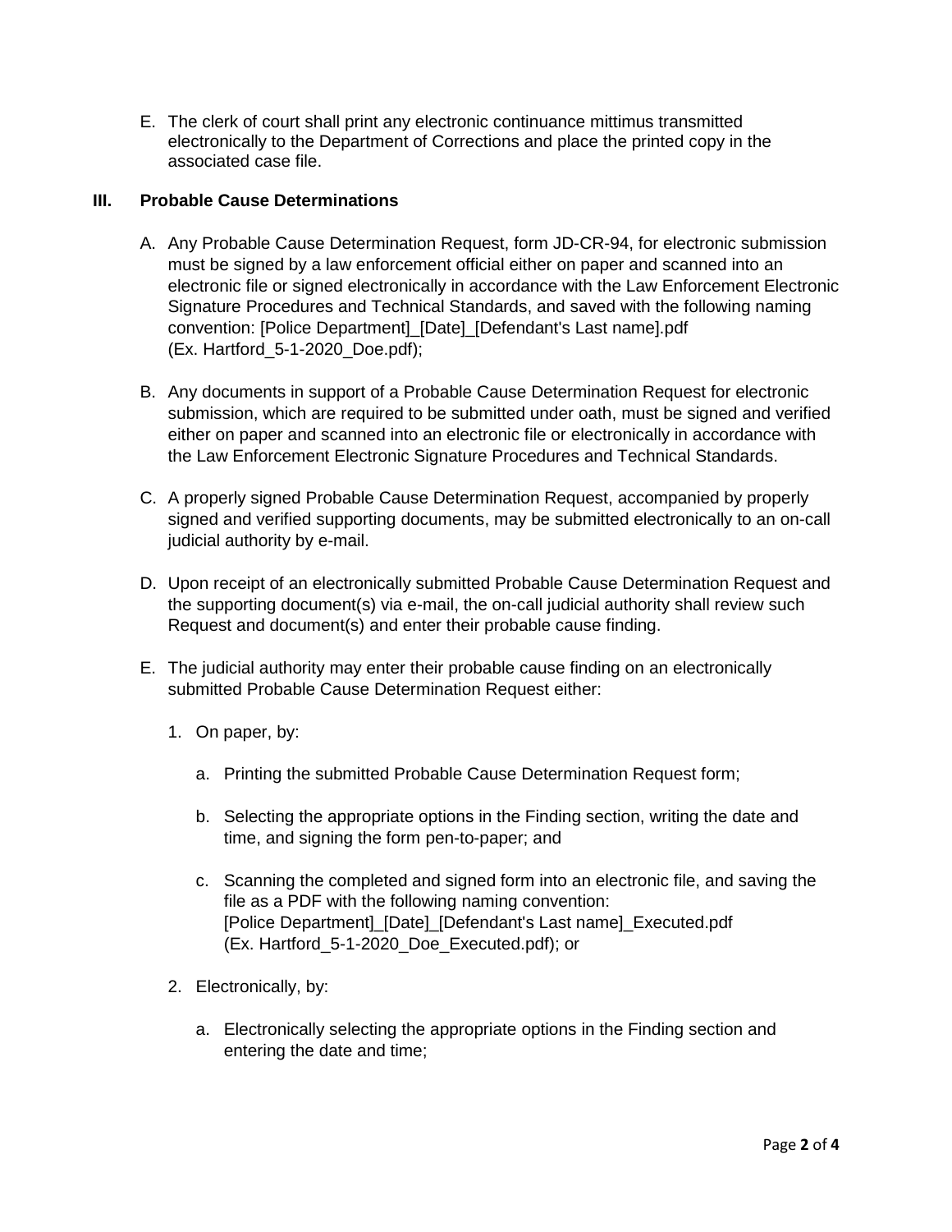E. The clerk of court shall print any electronic continuance mittimus transmitted electronically to the Department of Corrections and place the printed copy in the associated case file.

## III. Probable Cause Determinations

A. Any Probable Cause Determination Request, form JD-CR-94, for electronic submission must be signed by a law enforcement official either on paper and scanned into an electronic file or signed electronically in accordance with the Law Enforcement Electronic Signature Procedures and Technical Standards, and saved with the following naming convention: [Police Department]_[Date]_[Defendant's Last name].pdf (Ex. Hartford_5-1-2020_Doe.pdf);

B. Any documents in support of a Probable Cause Determination Request for electronic submission, which are required to be submitted under oath, must be signed and verified either on paper and scanned into an electronic file or electronically in accordance with the Law Enforcement Electronic Signature Procedures and Technical Standards.

C. A properly signed Probable Cause Determination Request, accompanied by properly signed and verified supporting documents, may be submitted electronically to an on-call judicial authority by e-mail.

D. Upon receipt of an electronically submitted Probable Cause Determination Request and the supporting document(s) via e-mail, the on-call judicial authority shall review such Request and document(s) and enter their probable cause finding.

E. The judicial authority may enter their probable cause finding on an electronically submitted Probable Cause Determination Request either:

1. On paper, by:

   a. Printing the submitted Probable Cause Determination Request form;

   b. Selecting the appropriate options in the Finding section, writing the date and time, and signing the form pen-to-paper; and

   c. Scanning the completed and signed form into an electronic file, and saving the file as a PDF with the following naming convention: [Police Department]_[Date]_[Defendant's Last name]_Executed.pdf (Ex. Hartford_5-1-2020_Doe_Executed.pdf); or

2. Electronically, by:

   a. Electronically selecting the appropriate options in the Finding section and entering the date and time;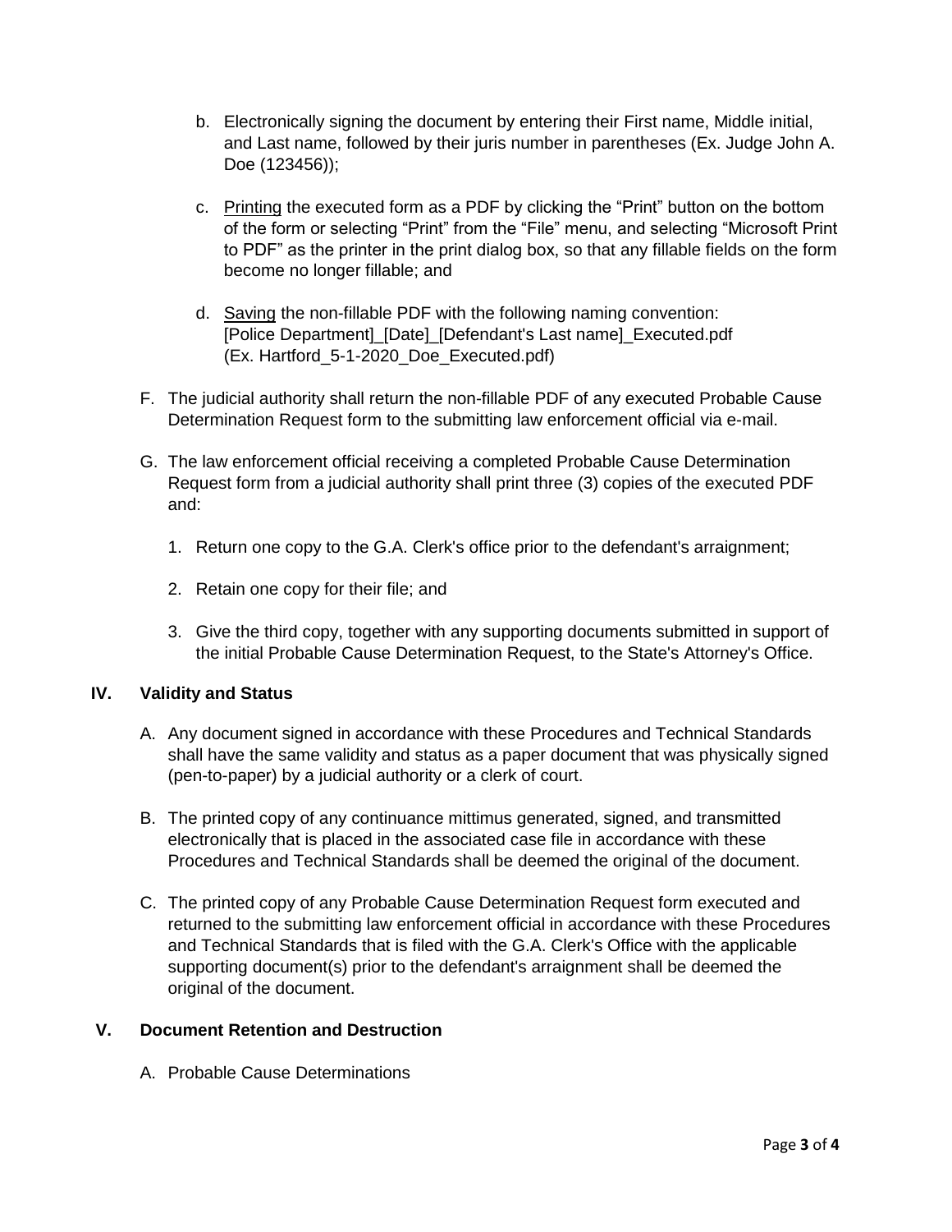b. Electronically signing the document by entering their First name, Middle initial, and Last name, followed by their juris number in parentheses (Ex. Judge John A. Doe (123456));

c. Printing the executed form as a PDF by clicking the "Print" button on the bottom of the form or selecting "Print" from the "File" menu, and selecting "Microsoft Print to PDF" as the printer in the print dialog box, so that any fillable fields on the form become no longer fillable; and

d. Saving the non-fillable PDF with the following naming convention: [Police Department]_[Date]_[Defendant's Last name]_Executed.pdf (Ex. Hartford_5-1-2020_Doe_Executed.pdf)

F. The judicial authority shall return the non-fillable PDF of any executed Probable Cause Determination Request form to the submitting law enforcement official via e-mail.

G. The law enforcement official receiving a completed Probable Cause Determination Request form from a judicial authority shall print three (3) copies of the executed PDF and:

1. Return one copy to the G.A. Clerk's office prior to the defendant's arraignment;

2. Retain one copy for their file; and

3. Give the third copy, together with any supporting documents submitted in support of the initial Probable Cause Determination Request, to the State's Attorney's Office.

## IV. Validity and Status

A. Any document signed in accordance with these Procedures and Technical Standards shall have the same validity and status as a paper document that was physically signed (pen-to-paper) by a judicial authority or a clerk of court.

B. The printed copy of any continuance mittimus generated, signed, and transmitted electronically that is placed in the associated case file in accordance with these Procedures and Technical Standards shall be deemed the original of the document.

C. The printed copy of any Probable Cause Determination Request form executed and returned to the submitting law enforcement official in accordance with these Procedures and Technical Standards that is filed with the G.A. Clerk's Office with the applicable supporting document(s) prior to the defendant's arraignment shall be deemed the original of the document.

## V. Document Retention and Destruction

A. Probable Cause Determinations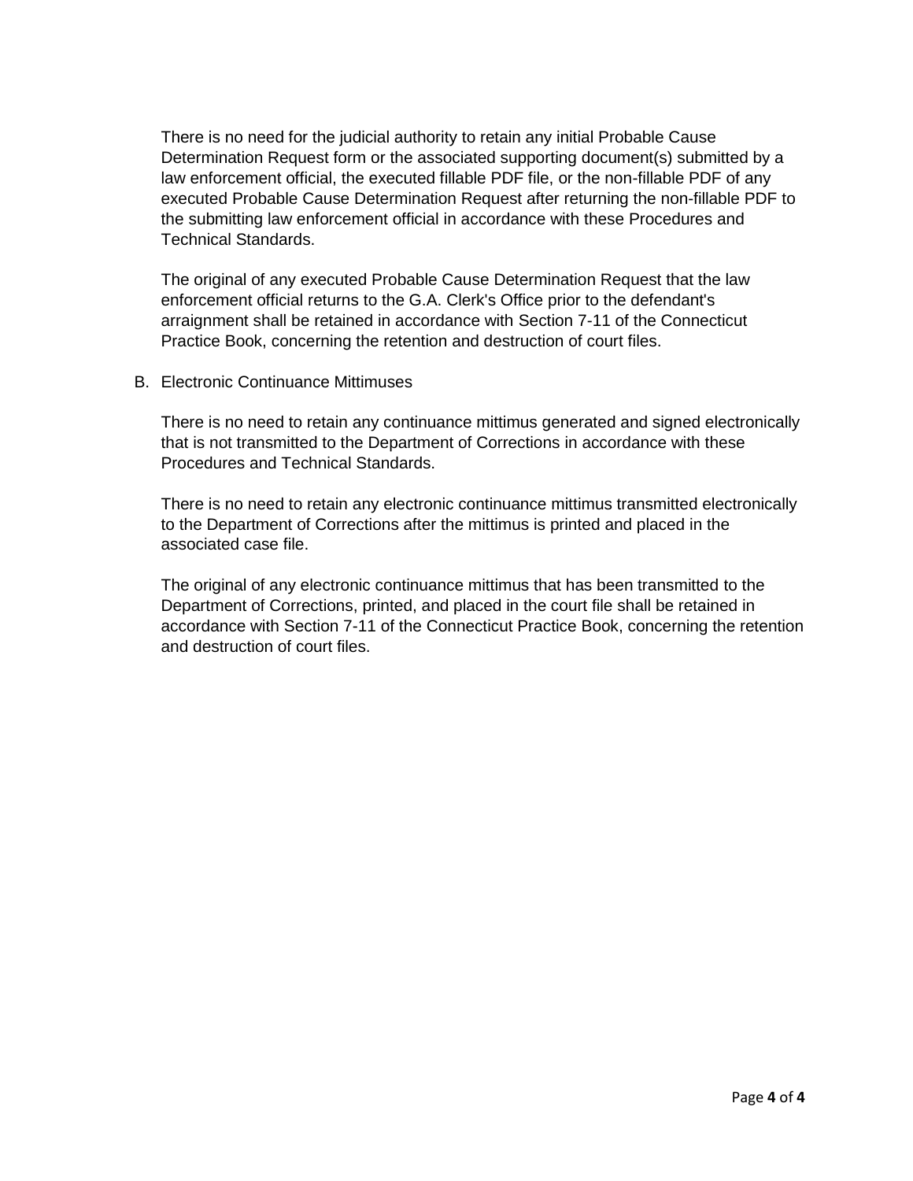There is no need for the judicial authority to retain any initial Probable Cause Determination Request form or the associated supporting document(s) submitted by a law enforcement official, the executed fillable PDF file, or the non-fillable PDF of any executed Probable Cause Determination Request after returning the non-fillable PDF to the submitting law enforcement official in accordance with these Procedures and Technical Standards.

The original of any executed Probable Cause Determination Request that the law enforcement official returns to the G.A. Clerk's Office prior to the defendant's arraignment shall be retained in accordance with Section 7-11 of the Connecticut Practice Book, concerning the retention and destruction of court files.

B. Electronic Continuance Mittimuses

There is no need to retain any continuance mittimus generated and signed electronically that is not transmitted to the Department of Corrections in accordance with these Procedures and Technical Standards.

There is no need to retain any electronic continuance mittimus transmitted electronically to the Department of Corrections after the mittimus is printed and placed in the associated case file.

The original of any electronic continuance mittimus that has been transmitted to the Department of Corrections, printed, and placed in the court file shall be retained in accordance with Section 7-11 of the Connecticut Practice Book, concerning the retention and destruction of court files.